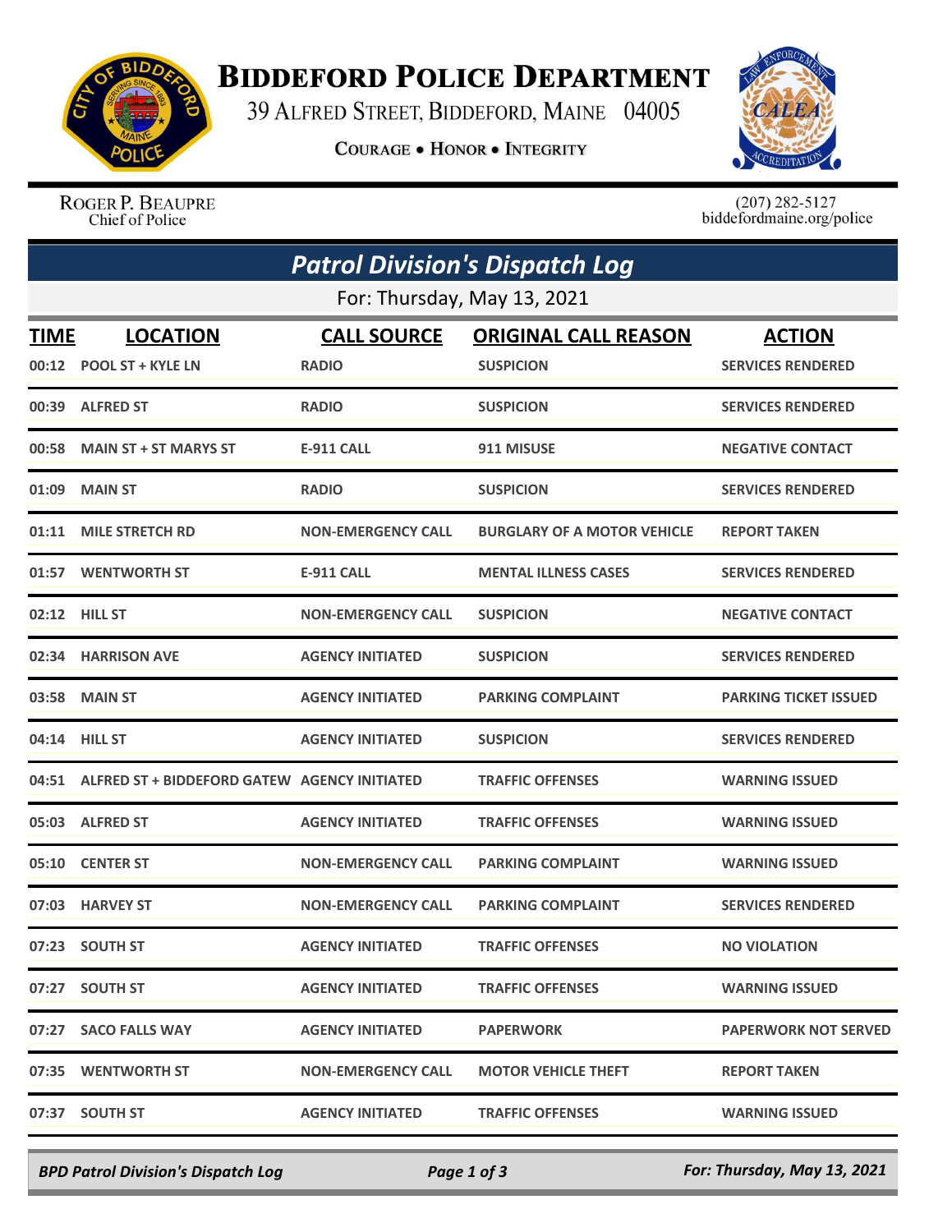# Biddeford Police Department

39 Alfred Street, Biddeford, Maine 04005

Courage • Honor • Integrity

Roger P. Beaupre
Chief of Police

(207) 282-5127
biddefordmaine.org/police

## Patrol Division's Dispatch Log

For: Thursday, May 13, 2021

| TIME | LOCATION | CALL SOURCE | ORIGINAL CALL REASON | ACTION |
|---|---|---|---|---|
| 00:12 | POOL ST + KYLE LN | RADIO | SUSPICION | SERVICES RENDERED |
| 00:39 | ALFRED ST | RADIO | SUSPICION | SERVICES RENDERED |
| 00:58 | MAIN ST + ST MARYS ST | E-911 CALL | 911 MISUSE | NEGATIVE CONTACT |
| 01:09 | MAIN ST | RADIO | SUSPICION | SERVICES RENDERED |
| 01:11 | MILE STRETCH RD | NON-EMERGENCY CALL | BURGLARY OF A MOTOR VEHICLE | REPORT TAKEN |
| 01:57 | WENTWORTH ST | E-911 CALL | MENTAL ILLNESS CASES | SERVICES RENDERED |
| 02:12 | HILL ST | NON-EMERGENCY CALL | SUSPICION | NEGATIVE CONTACT |
| 02:34 | HARRISON AVE | AGENCY INITIATED | SUSPICION | SERVICES RENDERED |
| 03:58 | MAIN ST | AGENCY INITIATED | PARKING COMPLAINT | PARKING TICKET ISSUED |
| 04:14 | HILL ST | AGENCY INITIATED | SUSPICION | SERVICES RENDERED |
| 04:51 | ALFRED ST + BIDDEFORD GATEW | AGENCY INITIATED | TRAFFIC OFFENSES | WARNING ISSUED |
| 05:03 | ALFRED ST | AGENCY INITIATED | TRAFFIC OFFENSES | WARNING ISSUED |
| 05:10 | CENTER ST | NON-EMERGENCY CALL | PARKING COMPLAINT | WARNING ISSUED |
| 07:03 | HARVEY ST | NON-EMERGENCY CALL | PARKING COMPLAINT | SERVICES RENDERED |
| 07:23 | SOUTH ST | AGENCY INITIATED | TRAFFIC OFFENSES | NO VIOLATION |
| 07:27 | SOUTH ST | AGENCY INITIATED | TRAFFIC OFFENSES | WARNING ISSUED |
| 07:27 | SACO FALLS WAY | AGENCY INITIATED | PAPERWORK | PAPERWORK NOT SERVED |
| 07:35 | WENTWORTH ST | NON-EMERGENCY CALL | MOTOR VEHICLE THEFT | REPORT TAKEN |
| 07:37 | SOUTH ST | AGENCY INITIATED | TRAFFIC OFFENSES | WARNING ISSUED |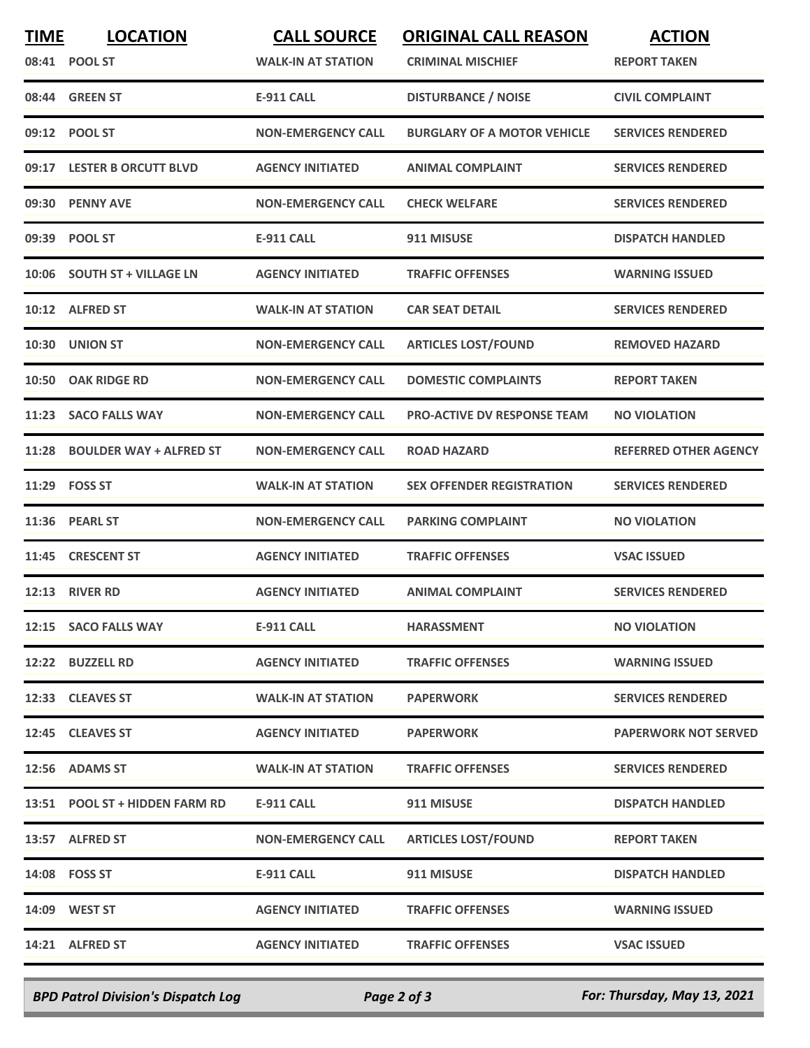| TIME | LOCATION | CALL SOURCE | ORIGINAL CALL REASON | ACTION |
|---|---|---|---|---|
| 08:41 | POOL ST | WALK-IN AT STATION | CRIMINAL MISCHIEF | REPORT TAKEN |
| 08:44 | GREEN ST | E-911 CALL | DISTURBANCE / NOISE | CIVIL COMPLAINT |
| 09:12 | POOL ST | NON-EMERGENCY CALL | BURGLARY OF A MOTOR VEHICLE | SERVICES RENDERED |
| 09:17 | LESTER B ORCUTT BLVD | AGENCY INITIATED | ANIMAL COMPLAINT | SERVICES RENDERED |
| 09:30 | PENNY AVE | NON-EMERGENCY CALL | CHECK WELFARE | SERVICES RENDERED |
| 09:39 | POOL ST | E-911 CALL | 911 MISUSE | DISPATCH HANDLED |
| 10:06 | SOUTH ST + VILLAGE LN | AGENCY INITIATED | TRAFFIC OFFENSES | WARNING ISSUED |
| 10:12 | ALFRED ST | WALK-IN AT STATION | CAR SEAT DETAIL | SERVICES RENDERED |
| 10:30 | UNION ST | NON-EMERGENCY CALL | ARTICLES LOST/FOUND | REMOVED HAZARD |
| 10:50 | OAK RIDGE RD | NON-EMERGENCY CALL | DOMESTIC COMPLAINTS | REPORT TAKEN |
| 11:23 | SACO FALLS WAY | NON-EMERGENCY CALL | PRO-ACTIVE DV RESPONSE TEAM | NO VIOLATION |
| 11:28 | BOULDER WAY + ALFRED ST | NON-EMERGENCY CALL | ROAD HAZARD | REFERRED OTHER AGENCY |
| 11:29 | FOSS ST | WALK-IN AT STATION | SEX OFFENDER REGISTRATION | SERVICES RENDERED |
| 11:36 | PEARL ST | NON-EMERGENCY CALL | PARKING COMPLAINT | NO VIOLATION |
| 11:45 | CRESCENT ST | AGENCY INITIATED | TRAFFIC OFFENSES | VSAC ISSUED |
| 12:13 | RIVER RD | AGENCY INITIATED | ANIMAL COMPLAINT | SERVICES RENDERED |
| 12:15 | SACO FALLS WAY | E-911 CALL | HARASSMENT | NO VIOLATION |
| 12:22 | BUZZELL RD | AGENCY INITIATED | TRAFFIC OFFENSES | WARNING ISSUED |
| 12:33 | CLEAVES ST | WALK-IN AT STATION | PAPERWORK | SERVICES RENDERED |
| 12:45 | CLEAVES ST | AGENCY INITIATED | PAPERWORK | PAPERWORK NOT SERVED |
| 12:56 | ADAMS ST | WALK-IN AT STATION | TRAFFIC OFFENSES | SERVICES RENDERED |
| 13:51 | POOL ST + HIDDEN FARM RD | E-911 CALL | 911 MISUSE | DISPATCH HANDLED |
| 13:57 | ALFRED ST | NON-EMERGENCY CALL | ARTICLES LOST/FOUND | REPORT TAKEN |
| 14:08 | FOSS ST | E-911 CALL | 911 MISUSE | DISPATCH HANDLED |
| 14:09 | WEST ST | AGENCY INITIATED | TRAFFIC OFFENSES | WARNING ISSUED |
| 14:21 | ALFRED ST | AGENCY INITIATED | TRAFFIC OFFENSES | VSAC ISSUED |

*BPD Patrol Division's Dispatch Log* — *For: Thursday, May 13, 2021*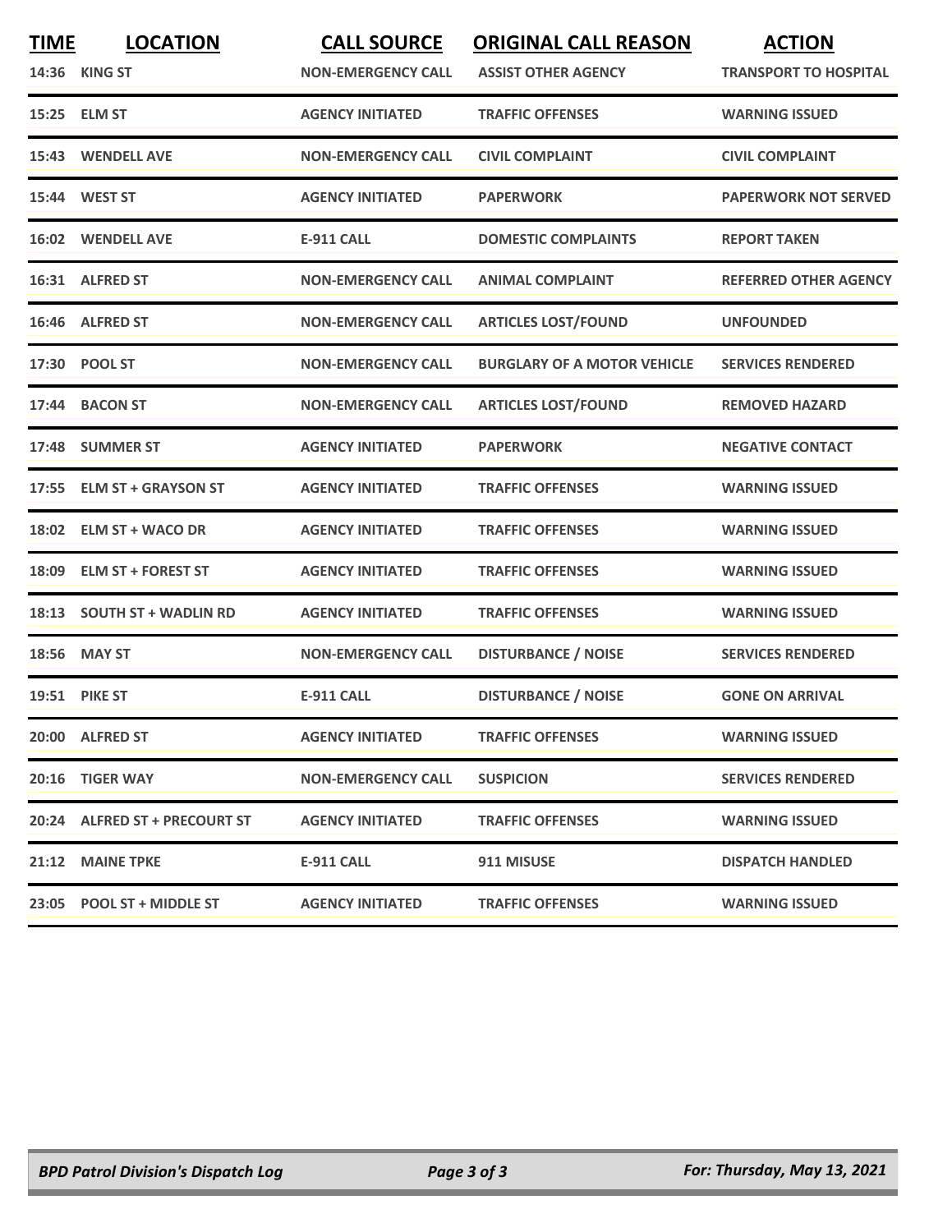| TIME | LOCATION | CALL SOURCE | ORIGINAL CALL REASON | ACTION |
|---|---|---|---|---|
| 14:36 | KING ST | NON-EMERGENCY CALL | ASSIST OTHER AGENCY | TRANSPORT TO HOSPITAL |
| 15:25 | ELM ST | AGENCY INITIATED | TRAFFIC OFFENSES | WARNING ISSUED |
| 15:43 | WENDELL AVE | NON-EMERGENCY CALL | CIVIL COMPLAINT | CIVIL COMPLAINT |
| 15:44 | WEST ST | AGENCY INITIATED | PAPERWORK | PAPERWORK NOT SERVED |
| 16:02 | WENDELL AVE | E-911 CALL | DOMESTIC COMPLAINTS | REPORT TAKEN |
| 16:31 | ALFRED ST | NON-EMERGENCY CALL | ANIMAL COMPLAINT | REFERRED OTHER AGENCY |
| 16:46 | ALFRED ST | NON-EMERGENCY CALL | ARTICLES LOST/FOUND | UNFOUNDED |
| 17:30 | POOL ST | NON-EMERGENCY CALL | BURGLARY OF A MOTOR VEHICLE | SERVICES RENDERED |
| 17:44 | BACON ST | NON-EMERGENCY CALL | ARTICLES LOST/FOUND | REMOVED HAZARD |
| 17:48 | SUMMER ST | AGENCY INITIATED | PAPERWORK | NEGATIVE CONTACT |
| 17:55 | ELM ST + GRAYSON ST | AGENCY INITIATED | TRAFFIC OFFENSES | WARNING ISSUED |
| 18:02 | ELM ST + WACO DR | AGENCY INITIATED | TRAFFIC OFFENSES | WARNING ISSUED |
| 18:09 | ELM ST + FOREST ST | AGENCY INITIATED | TRAFFIC OFFENSES | WARNING ISSUED |
| 18:13 | SOUTH ST + WADLIN RD | AGENCY INITIATED | TRAFFIC OFFENSES | WARNING ISSUED |
| 18:56 | MAY ST | NON-EMERGENCY CALL | DISTURBANCE / NOISE | SERVICES RENDERED |
| 19:51 | PIKE ST | E-911 CALL | DISTURBANCE / NOISE | GONE ON ARRIVAL |
| 20:00 | ALFRED ST | AGENCY INITIATED | TRAFFIC OFFENSES | WARNING ISSUED |
| 20:16 | TIGER WAY | NON-EMERGENCY CALL | SUSPICION | SERVICES RENDERED |
| 20:24 | ALFRED ST + PRECOURT ST | AGENCY INITIATED | TRAFFIC OFFENSES | WARNING ISSUED |
| 21:12 | MAINE TPKE | E-911 CALL | 911 MISUSE | DISPATCH HANDLED |
| 23:05 | POOL ST + MIDDLE ST | AGENCY INITIATED | TRAFFIC OFFENSES | WARNING ISSUED |